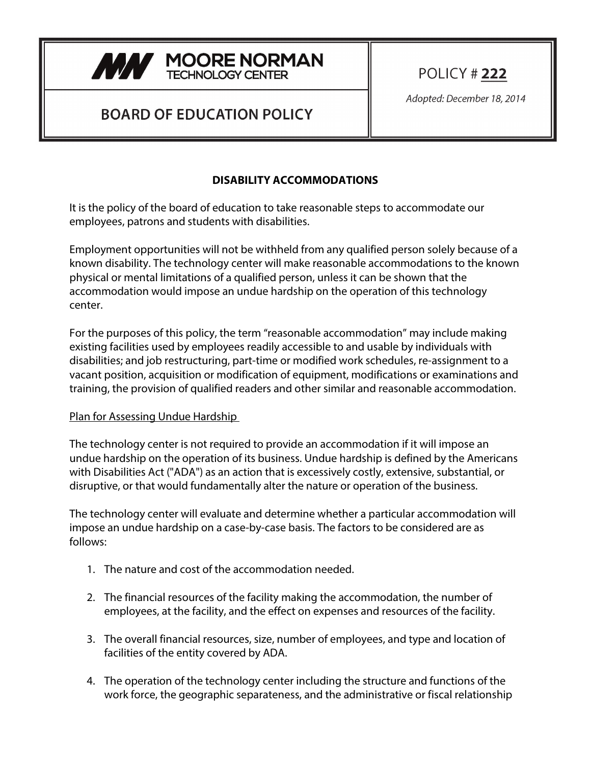**MOORE NORMAN TECHNOLOGY CENTER**

**BOARD OF EDUCATION POLICY**

POLICY # **222**

*Adopted: December 18, 2014*

# DISABILITY ACCOMMODATIONS

It is the policy of the board of education to take reasonable steps to accommodate our employees, patrons and students with disabilities.

Employment opportunities will not be withheld from any qualified person solely because of a known disability. The technology center will make reasonable accommodations to the known physical or mental limitations of a qualified person, unless it can be shown that the accommodation would impose an undue hardship on the operation of this technology center.

For the purposes of this policy, the term "reasonable accommodation" may include making existing facilities used by employees readily accessible to and usable by individuals with disabilities; and job restructuring, part-time or modified work schedules, re-assignment to a vacant position, acquisition or modification of equipment, modifications or examinations and training, the provision of qualified readers and other similar and reasonable accommodation.

## Plan for Assessing Undue Hardship

The technology center is not required to provide an accommodation if it will impose an undue hardship on the operation of its business. Undue hardship is defined by the Americans with Disabilities Act ("ADA") as an action that is excessively costly, extensive, substantial, or disruptive, or that would fundamentally alter the nature or operation of the business.

The technology center will evaluate and determine whether a particular accommodation will impose an undue hardship on a case-by-case basis. The factors to be considered are as follows:

1. The nature and cost of the accommodation needed.

2. The financial resources of the facility making the accommodation, the number of employees, at the facility, and the effect on expenses and resources of the facility.

3. The overall financial resources, size, number of employees, and type and location of facilities of the entity covered by ADA.

4. The operation of the technology center including the structure and functions of the work force, the geographic separateness, and the administrative or fiscal relationship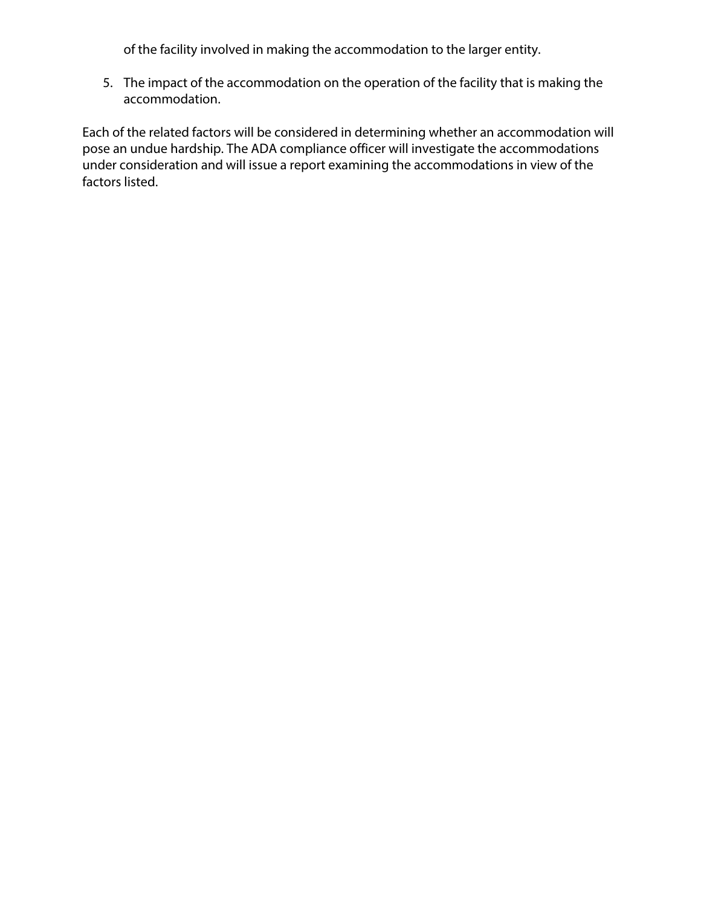of the facility involved in making the accommodation to the larger entity.

5. The impact of the accommodation on the operation of the facility that is making the accommodation.

Each of the related factors will be considered in determining whether an accommodation will pose an undue hardship. The ADA compliance officer will investigate the accommodations under consideration and will issue a report examining the accommodations in view of the factors listed.